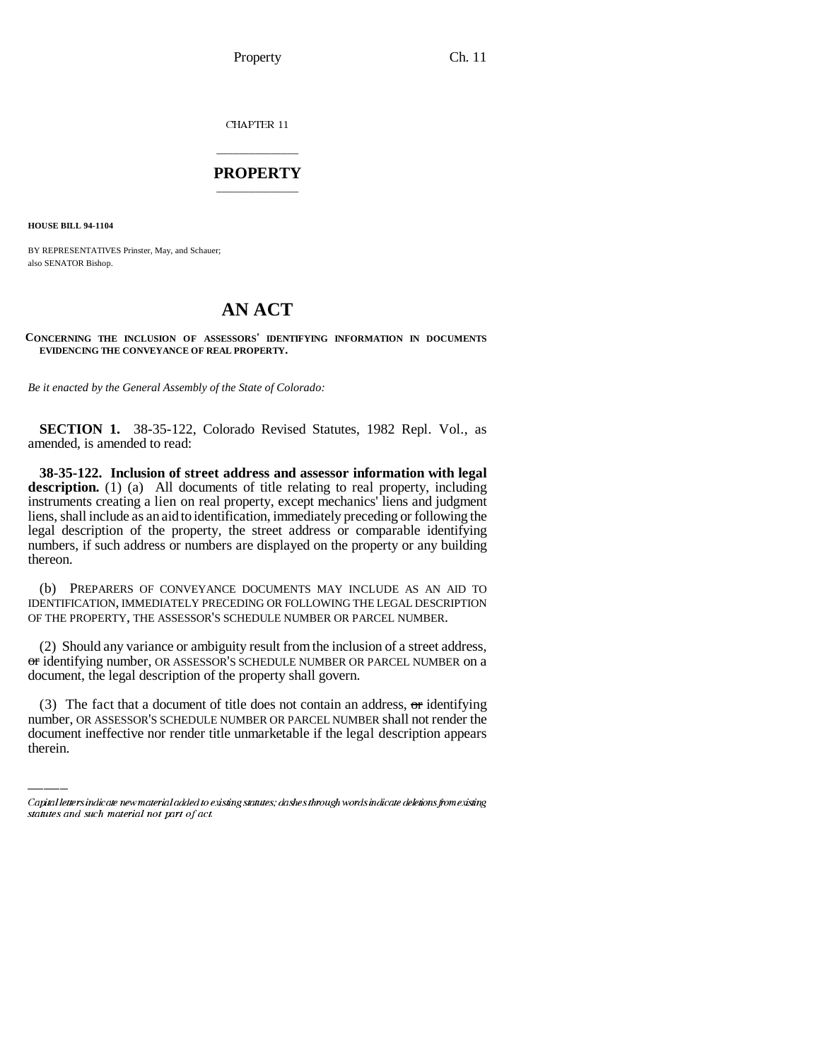CHAPTER 11

# PROPERTY

**HOUSE BILL 94-1104**

BY REPRESENTATIVES Prinster, May, and Schauer;
also SENATOR Bishop.

# AN ACT

**CONCERNING THE INCLUSION OF ASSESSORS' IDENTIFYING INFORMATION IN DOCUMENTS EVIDENCING THE CONVEYANCE OF REAL PROPERTY.**

*Be it enacted by the General Assembly of the State of Colorado:*

**SECTION 1.** 38-35-122, Colorado Revised Statutes, 1982 Repl. Vol., as amended, is amended to read:

**38-35-122. Inclusion of street address and assessor information with legal description.** (1) (a) All documents of title relating to real property, including instruments creating a lien on real property, except mechanics' liens and judgment liens, shall include as an aid to identification, immediately preceding or following the legal description of the property, the street address or comparable identifying numbers, if such address or numbers are displayed on the property or any building thereon.

(b) PREPARERS OF CONVEYANCE DOCUMENTS MAY INCLUDE AS AN AID TO IDENTIFICATION, IMMEDIATELY PRECEDING OR FOLLOWING THE LEGAL DESCRIPTION OF THE PROPERTY, THE ASSESSOR'S SCHEDULE NUMBER OR PARCEL NUMBER.

(2) Should any variance or ambiguity result from the inclusion of a street address, ~~or~~ identifying number, OR ASSESSOR'S SCHEDULE NUMBER OR PARCEL NUMBER on a document, the legal description of the property shall govern.

(3) The fact that a document of title does not contain an address, ~~or~~ identifying number, OR ASSESSOR'S SCHEDULE NUMBER OR PARCEL NUMBER shall not render the document ineffective nor render title unmarketable if the legal description appears therein.

*Capital letters indicate new material added to existing statutes; dashes through words indicate deletions from existing statutes and such material not part of act.*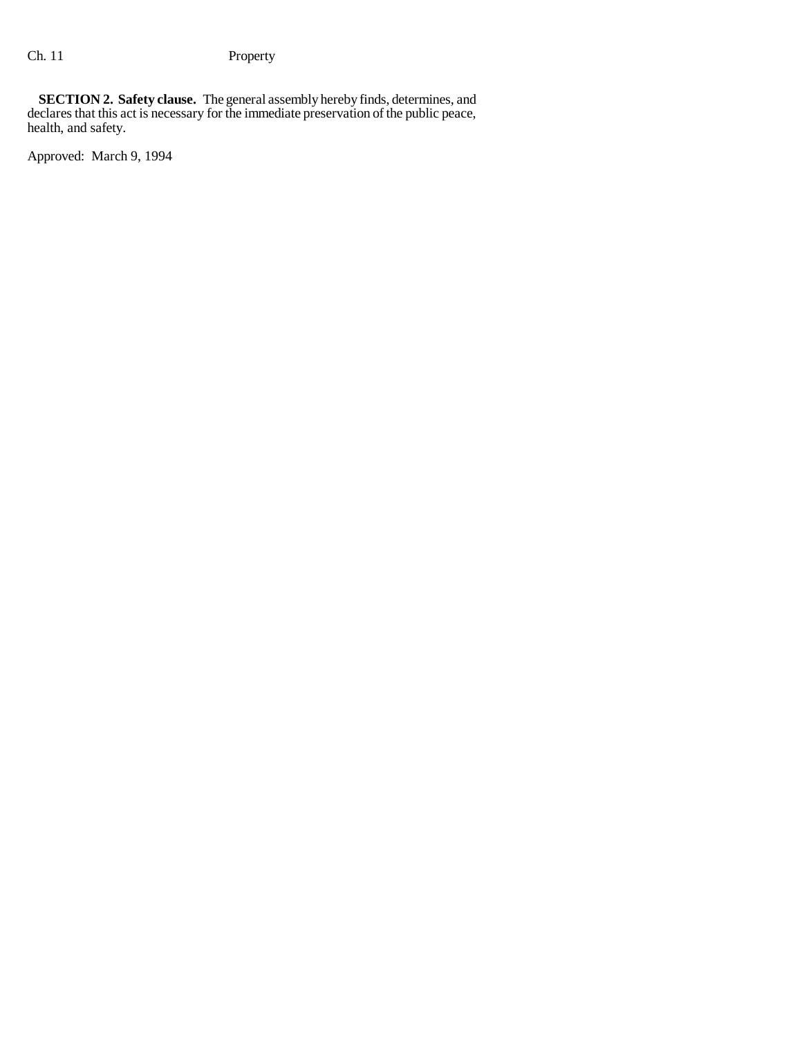**SECTION 2. Safety clause.** The general assembly hereby finds, determines, and declares that this act is necessary for the immediate preservation of the public peace, health, and safety.

Approved: March 9, 1994